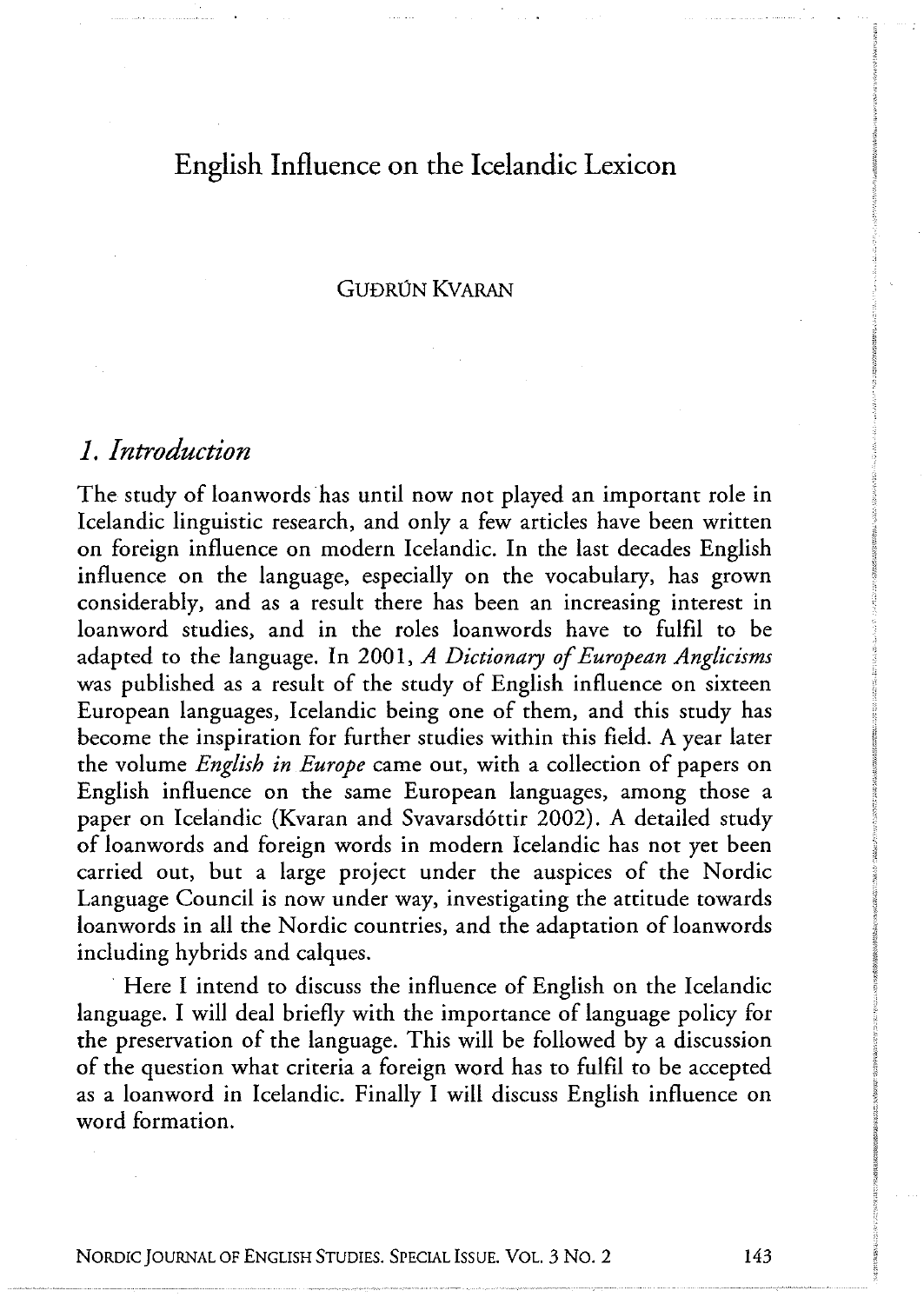# English Influence on the Icelandic Lexicon

GUÐRÚN KVARAN

## *1. Introduction*

The study of loanwords has until now not played an important role in Icelandic linguistic research, and only a few articles have been written on foreign influence on modern Icelandic. In the last decades English influence on the language, especially on the vocabulary, has grown considerably, and as a result there has been an increasing interest in loanword studies, and in the roles loanwords have to fulfil to be adapted to the language. In 2001, *A Dictionary of European Anglicisms* was published as a result of the study of English influence on sixteen European languages, Icelandic being one of them, and this study has become the inspiration for further studies within this field. A year later the volume *English in Europe* came out, with a collection of papers on English influence on the same European languages, among those a paper on Icelandic (Kvaran and Svavarsdóttir 2002). A detailed study of loanwords and foreign words in modern Icelandic has not yet been carried out, but a large project under the auspices of the Nordic Language Council is now under way, investigating the attitude towards loanwords in all the Nordic countries, and the adaptation of loanwords including hybrids and calques.

Here I intend to discuss the influence of English on the Icelandic language. I will deal briefly with the importance of language policy for the preservation of the language. This will be followed by a discussion of the question what criteria a foreign word has to fulfil to be accepted as a loanword in Icelandic. Finally I will discuss English influence on word formation.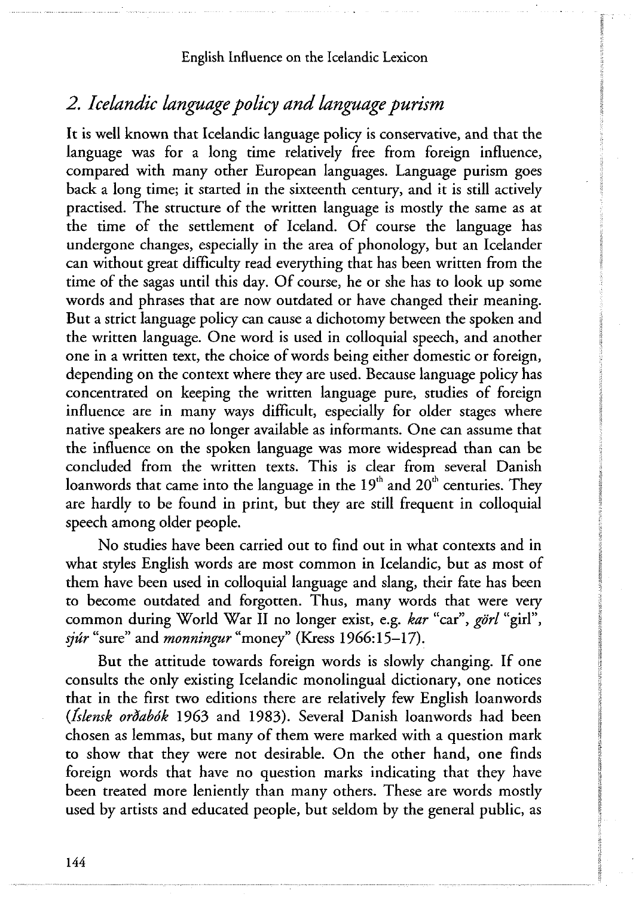## *2. Icelandic language policy and language purism*

It is well known that Icelandic language policy is conservative, and that the language was for a long time relatively free from foreign influence, compared with many other European languages. Language purism goes back a long time; it started in the sixteenth century, and it is still actively practised. The structure of the written language is mostly the same as at the time of the settlement of Iceland. Of course the language has undergone changes, especially in the area of phonology, but an Icelander can without great difficulty read everything that has been written from the time of the sagas until this day. Of course, he or she has to look up some words and phrases that are now outdated or have changed their meaning. But a strict language policy can cause a dichotomy between the spoken and the written language. One word is used in colloquial speech, and another one in a written text, the choice of words being either domestic or foreign, depending on the context where they are used. Because language policy has concentrated on keeping the written language pure, studies of foreign influence are in many ways difficult, especially for older stages where native speakers are no longer available as informants. One can assume that the influence on the spoken language was more widespread than can be concluded from the written texts. This is clear from several Danish loanwords that came into the language in the 19th and 20th centuries. They are hardly to be found in print, but they are still frequent in colloquial speech among older people.

No studies have been carried out to find out in what contexts and in what styles English words are most common in Icelandic, but as most of them have been used in colloquial language and slang, their fate has been to become outdated and forgotten. Thus, many words that were very common during World War II no longer exist, e.g. *kar* "car", *görl* "girl", *sjúr* "sure" and *monningur* "money" (Kress 1966:15–17).

But the attitude towards foreign words is slowly changing. If one consults the only existing Icelandic monolingual dictionary, one notices that in the first two editions there are relatively few English loanwords (*Íslensk orðabók* 1963 and 1983). Several Danish loanwords had been chosen as lemmas, but many of them were marked with a question mark to show that they were not desirable. On the other hand, one finds foreign words that have no question marks indicating that they have been treated more leniently than many others. These are words mostly used by artists and educated people, but seldom by the general public, as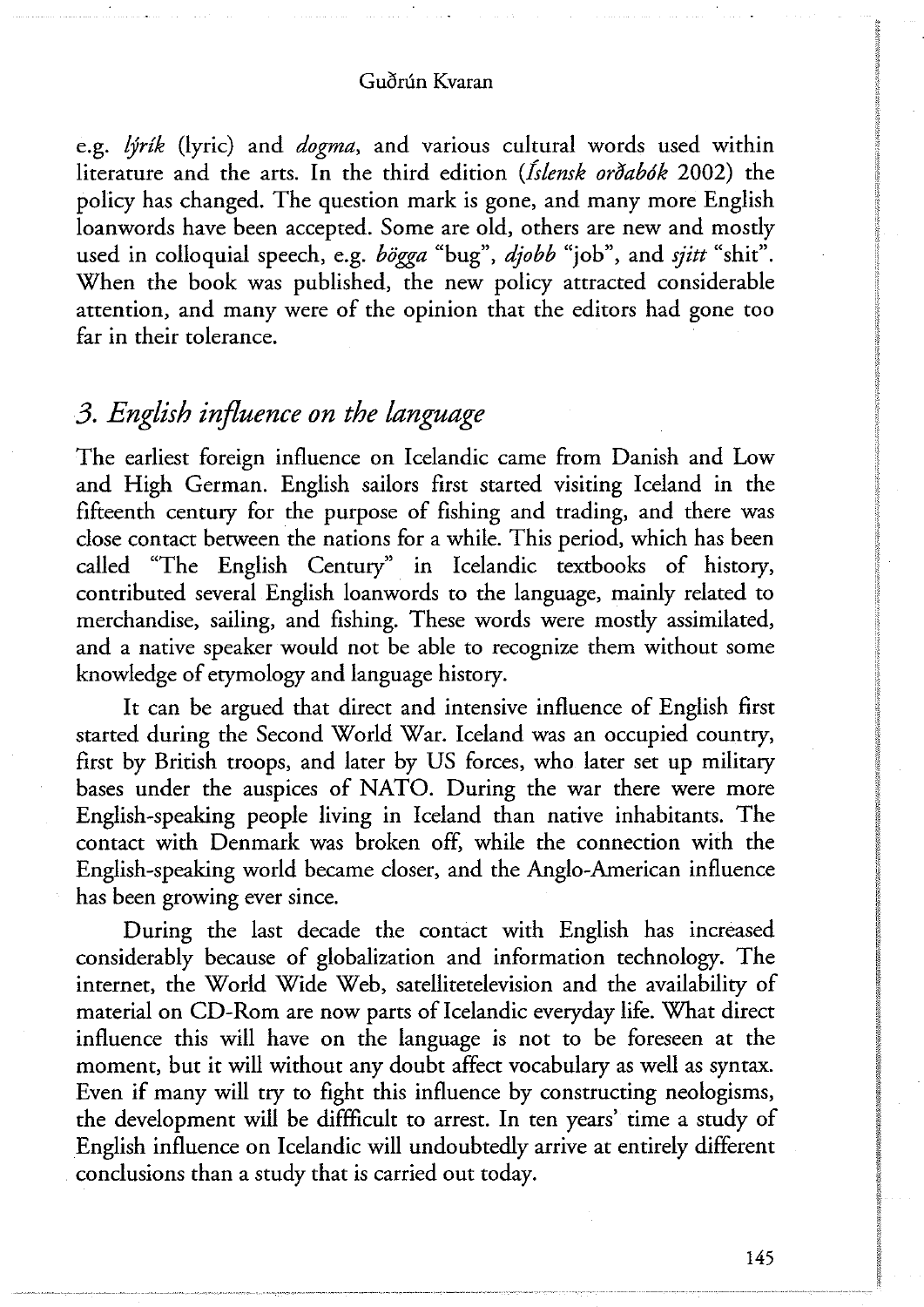e.g. *lýrík* (lyric) and *dogma*, and various cultural words used within literature and the arts. In the third edition (*Íslensk orðabók* 2002) the policy has changed. The question mark is gone, and many more English loanwords have been accepted. Some are old, others are new and mostly used in colloquial speech, e.g. *bögga* "bug", *djobb* "job", and *sjitt* "shit". When the book was published, the new policy attracted considerable attention, and many were of the opinion that the editors had gone too far in their tolerance.

## *3. English influence on the language*

The earliest foreign influence on Icelandic came from Danish and Low and High German. English sailors first started visiting Iceland in the fifteenth century for the purpose of fishing and trading, and there was close contact between the nations for a while. This period, which has been called "The English Century" in Icelandic textbooks of history, contributed several English loanwords to the language, mainly related to merchandise, sailing, and fishing. These words were mostly assimilated, and a native speaker would not be able to recognize them without some knowledge of etymology and language history.

It can be argued that direct and intensive influence of English first started during the Second World War. Iceland was an occupied country, first by British troops, and later by US forces, who later set up military bases under the auspices of NATO. During the war there were more English-speaking people living in Iceland than native inhabitants. The contact with Denmark was broken off, while the connection with the English-speaking world became closer, and the Anglo-American influence has been growing ever since.

During the last decade the contact with English has increased considerably because of globalization and information technology. The internet, the World Wide Web, satellitetelevision and the availability of material on CD-Rom are now parts of Icelandic everyday life. What direct influence this will have on the language is not to be foreseen at the moment, but it will without any doubt affect vocabulary as well as syntax. Even if many will try to fight this influence by constructing neologisms, the development will be diffficult to arrest. In ten years' time a study of English influence on Icelandic will undoubtedly arrive at entirely different conclusions than a study that is carried out today.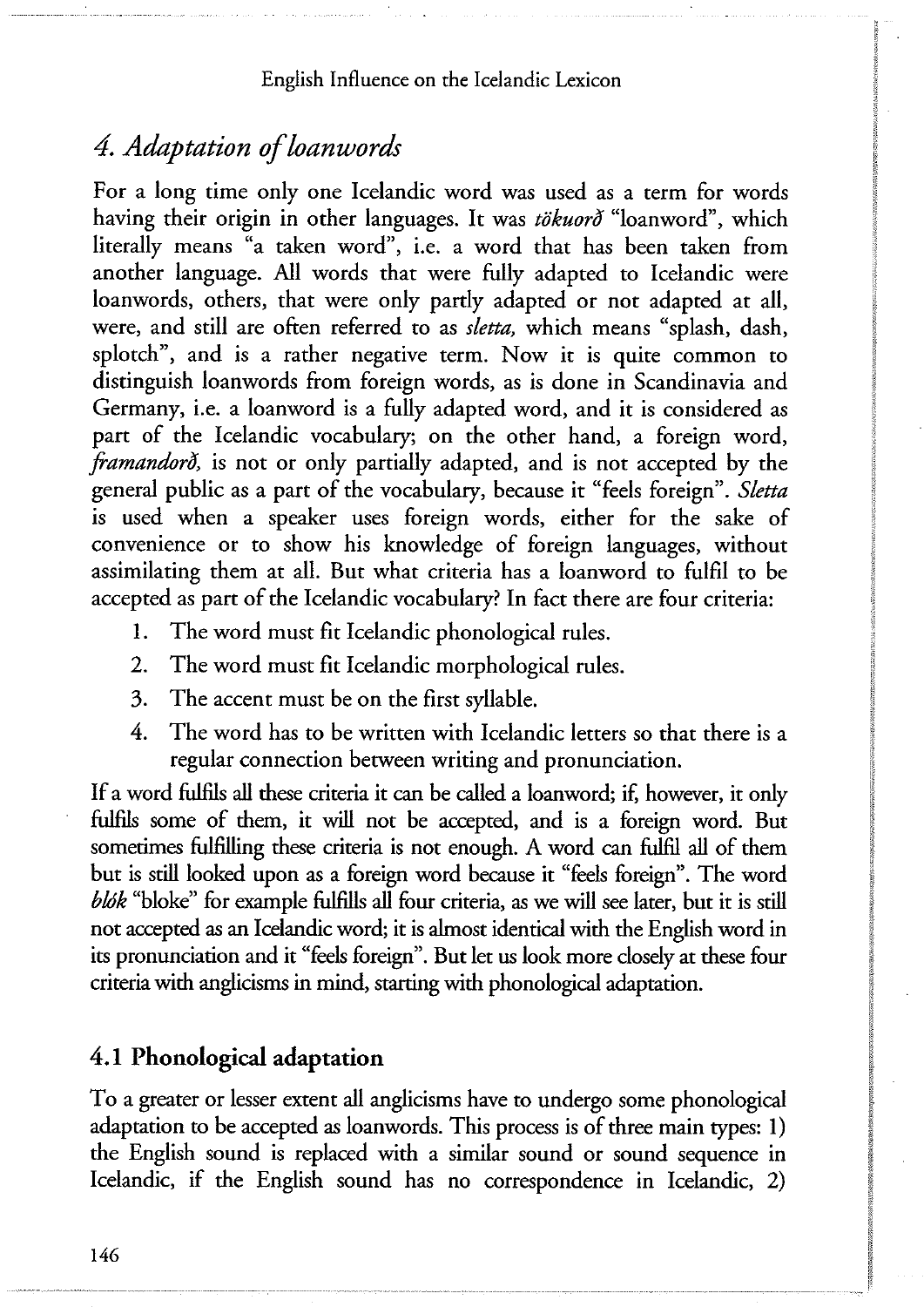## 4. Adaptation of loanwords

For a long time only one Icelandic word was used as a term for words having their origin in other languages. It was *tökuorð* "loanword", which literally means "a taken word", i.e. a word that has been taken from another language. All words that were fully adapted to Icelandic were loanwords, others, that were only partly adapted or not adapted at all, were, and still are often referred to as *sletta,* which means "splash, dash, splotch", and is a rather negative term. Now it is quite common to distinguish loanwords from foreign words, as is done in Scandinavia and Germany, i.e. a loanword is a fully adapted word, and it is considered as part of the Icelandic vocabulary; on the other hand, a foreign word, *framandorð,* is not or only partially adapted, and is not accepted by the general public as a part of the vocabulary, because it "feels foreign". *Sletta* is used when a speaker uses foreign words, either for the sake of convenience or to show his knowledge of foreign languages, without assimilating them at all. But what criteria has a loanword to fulfil to be accepted as part of the Icelandic vocabulary? In fact there are four criteria:

1. The word must fit Icelandic phonological rules.
2. The word must fit Icelandic morphological rules.
3. The accent must be on the first syllable.
4. The word has to be written with Icelandic letters so that there is a regular connection between writing and pronunciation.

If a word fulfils all these criteria it can be called a loanword; if, however, it only fulfils some of them, it will not be accepted, and is a foreign word. But sometimes fulfilling these criteria is not enough. A word can fulfil all of them but is still looked upon as a foreign word because it "feels foreign". The word *blók* "bloke" for example fulfills all four criteria, as we will see later, but it is still not accepted as an Icelandic word; it is almost identical with the English word in its pronunciation and it "feels foreign". But let us look more closely at these four criteria with anglicisms in mind, starting with phonological adaptation.

### 4.1 Phonological adaptation

To a greater or lesser extent all anglicisms have to undergo some phonological adaptation to be accepted as loanwords. This process is of three main types: 1) the English sound is replaced with a similar sound or sound sequence in Icelandic, if the English sound has no correspondence in Icelandic, 2)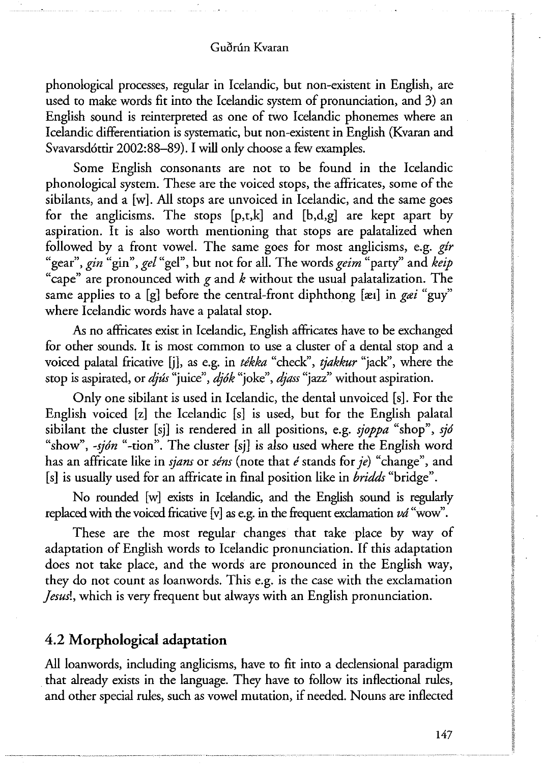phonological processes, regular in Icelandic, but non-existent in English, are used to make words fit into the Icelandic system of pronunciation, and 3) an English sound is reinterpreted as one of two Icelandic phonemes where an Icelandic differentiation is systematic, but non-existent in English (Kvaran and Svavarsdóttir 2002:88–89). I will only choose a few examples.

Some English consonants are not to be found in the Icelandic phonological system. These are the voiced stops, the affricates, some of the sibilants, and a [w]. All stops are unvoiced in Icelandic, and the same goes for the anglicisms. The stops [p,t,k] and [b,d,g] are kept apart by aspiration. It is also worth mentioning that stops are palatalized when followed by a front vowel. The same goes for most anglicisms, e.g. *gír* "gear", *gin* "gin", *gel* "gel", but not for all. The words *geim* "party" and *keip* "cape" are pronounced with *g* and *k* without the usual palatalization. The same applies to a [g] before the central-front diphthong [æɪ] in *gæi* "guy" where Icelandic words have a palatal stop.

As no affricates exist in Icelandic, English affricates have to be exchanged for other sounds. It is most common to use a cluster of a dental stop and a voiced palatal fricative [j], as e.g. in *tékka* "check", *tjakkur* "jack", where the stop is aspirated, or *djús* "juice", *djók* "joke", *djass* "jazz" without aspiration.

Only one sibilant is used in Icelandic, the dental unvoiced [s]. For the English voiced [z] the Icelandic [s] is used, but for the English palatal sibilant the cluster [sj] is rendered in all positions, e.g. *sjoppa* "shop", *sjó* "show", *-sjón* "-tion". The cluster [sj] is also used where the English word has an affricate like in *sjans* or *séns* (note that *é* stands for *je*) "change", and [s] is usually used for an affricate in final position like in *bridds* "bridge".

No rounded [w] exists in Icelandic, and the English sound is regularly replaced with the voiced fricative [v] as e.g. in the frequent exclamation *vá* "wow".

These are the most regular changes that take place by way of adaptation of English words to Icelandic pronunciation. If this adaptation does not take place, and the words are pronounced in the English way, they do not count as loanwords. This e.g. is the case with the exclamation *Jesus!*, which is very frequent but always with an English pronunciation.

## 4.2 Morphological adaptation

All loanwords, including anglicisms, have to fit into a declensional paradigm that already exists in the language. They have to follow its inflectional rules, and other special rules, such as vowel mutation, if needed. Nouns are inflected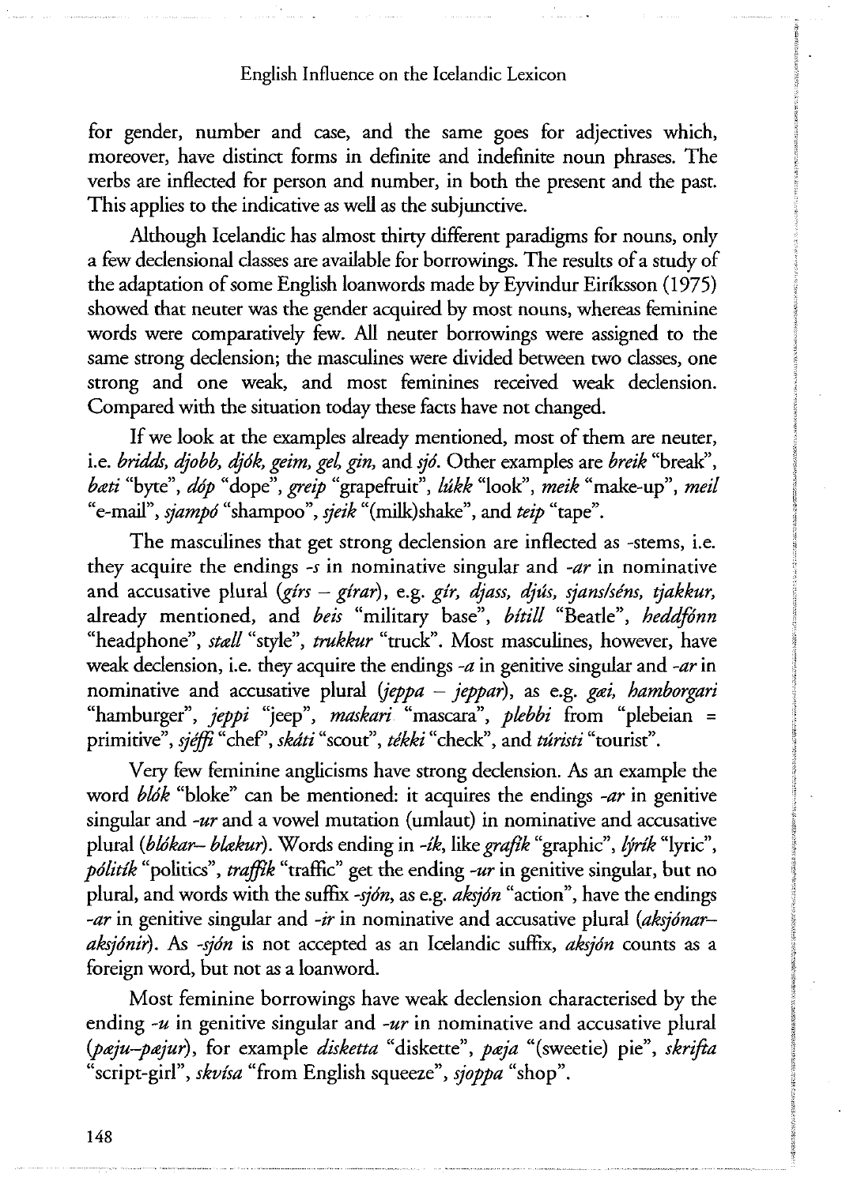for gender, number and case, and the same goes for adjectives which, moreover, have distinct forms in definite and indefinite noun phrases. The verbs are inflected for person and number, in both the present and the past. This applies to the indicative as well as the subjunctive.

Although Icelandic has almost thirty different paradigms for nouns, only a few declensional classes are available for borrowings. The results of a study of the adaptation of some English loanwords made by Eyvindur Eiríksson (1975) showed that neuter was the gender acquired by most nouns, whereas feminine words were comparatively few. All neuter borrowings were assigned to the same strong declension; the masculines were divided between two classes, one strong and one weak, and most feminines received weak declension. Compared with the situation today these facts have not changed.

If we look at the examples already mentioned, most of them are neuter, i.e. *bridds, djobb, djók, geim, gel, gin,* and *sjó*. Other examples are *breik* "break", *bæti* "byte", *dóp* "dope", *greip* "grapefruit", *lúkk* "look", *meik* "make-up", *meil* "e-mail", *sjampó* "shampoo", *sjeik* "(milk)shake", and *teip* "tape".

The masculines that get strong declension are inflected as -stems, i.e. they acquire the endings *-s* in nominative singular and *-ar* in nominative and accusative plural (*gírs – gírar*), e.g. *gír, djass, djús, sjans/séns, tjakkur,* already mentioned, and *beis* "military base", *bítill* "Beatle", *heddfónn* "headphone", *stæll* "style", *trukkur* "truck". Most masculines, however, have weak declension, i.e. they acquire the endings *-a* in genitive singular and *-ar* in nominative and accusative plural (*jeppa – jeppar*), as e.g. *gæi, hamborgari* "hamburger", *jeppi* "jeep", *maskari* "mascara", *plebbi* from "plebeian = primitive", *sjéffi* "chef", *skáti* "scout", *tékki* "check", and *túristi* "tourist".

Very few feminine anglicisms have strong declension. As an example the word *blók* "bloke" can be mentioned: it acquires the endings *-ar* in genitive singular and *-ur* and a vowel mutation (umlaut) in nominative and accusative plural (*blókar– blækur*). Words ending in *-ík*, like *grafík* "graphic", *lýrík* "lyric", *pólitík* "politics", *traffík* "traffic" get the ending *-ur* in genitive singular, but no plural, and words with the suffix *-sjón*, as e.g. *aksjón* "action", have the endings *-ar* in genitive singular and *-ir* in nominative and accusative plural (*aksjónar– aksjónir*). As *-sjón* is not accepted as an Icelandic suffix, *aksjón* counts as a foreign word, but not as a loanword.

Most feminine borrowings have weak declension characterised by the ending *-u* in genitive singular and *-ur* in nominative and accusative plural (*pæju–pæjur*), for example *disketta* "diskette", *pæja* "(sweetie) pie", *skrifta* "script-girl", *skvísa* "from English squeeze", *sjoppa* "shop".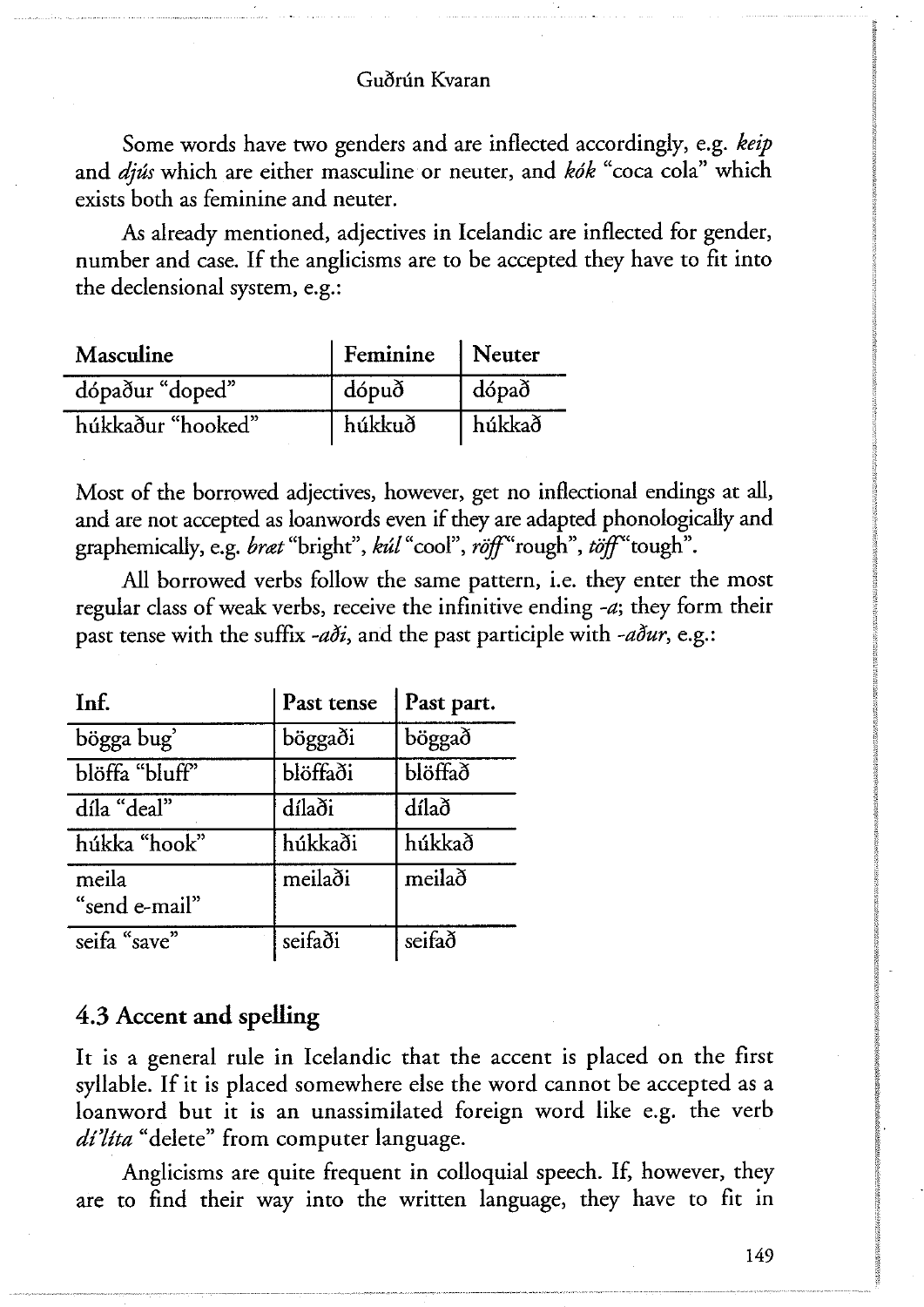Some words have two genders and are inflected accordingly, e.g. *keip* and *djús* which are either masculine or neuter, and *kók* "coca cola" which exists both as feminine and neuter.

As already mentioned, adjectives in Icelandic are inflected for gender, number and case. If the anglicisms are to be accepted they have to fit into the declensional system, e.g.:

| Masculine | Feminine | Neuter |
| --- | --- | --- |
| dópaður "doped" | dópuð | dópað |
| húkkaður "hooked" | húkkuð | húkkað |

Most of the borrowed adjectives, however, get no inflectional endings at all, and are not accepted as loanwords even if they are adapted phonologically and graphemically, e.g. *bræt* "bright", *kúl* "cool", *röff* "rough", *töff* "tough".

All borrowed verbs follow the same pattern, i.e. they enter the most regular class of weak verbs, receive the infinitive ending *-a*; they form their past tense with the suffix *-aði*, and the past participle with *-aður*, e.g.:

| Inf. | Past tense | Past part. |
| --- | --- | --- |
| bögga bug' | böggaði | böggað |
| blöffa "bluff" | blöffaði | blöffað |
| díla "deal" | dílaði | dílað |
| húkka "hook" | húkkaði | húkkað |
| meila "send e-mail" | meilaði | meilað |
| seifa "save" | seifaði | seifað |

## 4.3 Accent and spelling

It is a general rule in Icelandic that the accent is placed on the first syllable. If it is placed somewhere else the word cannot be accepted as a loanword but it is an unassimilated foreign word like e.g. the verb *dí'líta* "delete" from computer language.

Anglicisms are quite frequent in colloquial speech. If, however, they are to find their way into the written language, they have to fit in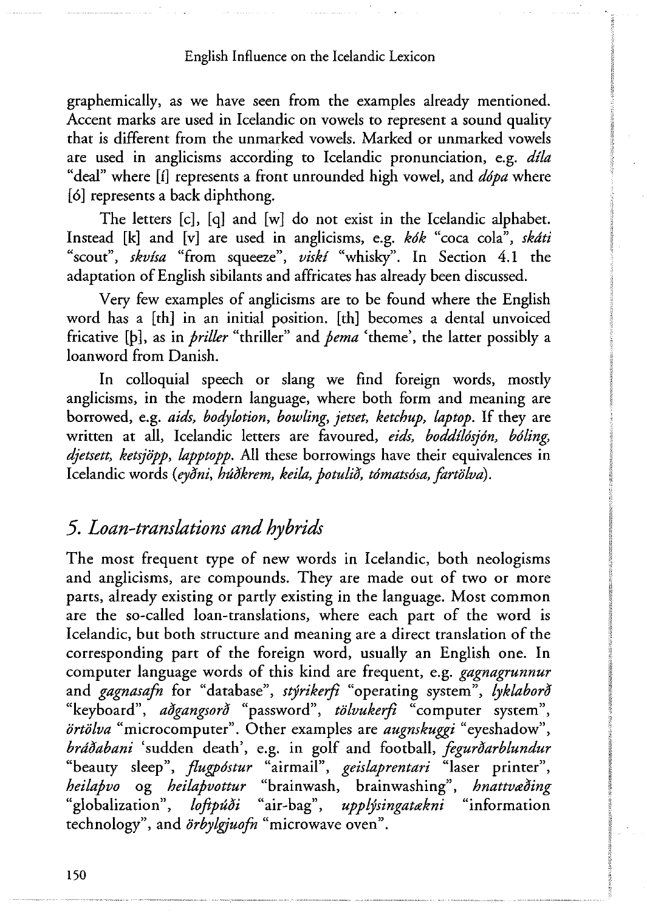graphemically, as we have seen from the examples already mentioned. Accent marks are used in Icelandic on vowels to represent a sound quality that is different from the unmarked vowels. Marked or unmarked vowels are used in anglicisms according to Icelandic pronunciation, e.g. *díla* "deal" where [í] represents a front unrounded high vowel, and *dópa* where [ó] represents a back diphthong.

The letters [c], [q] and [w] do not exist in the Icelandic alphabet. Instead [k] and [v] are used in anglicisms, e.g. *kók* "coca cola", *skáti* "scout", *skvísa* "from squeeze", *viskí* "whisky". In Section 4.1 the adaptation of English sibilants and affricates has already been discussed.

Very few examples of anglicisms are to be found where the English word has a [th] in an initial position. [th] becomes a dental unvoiced fricative [þ], as in *þriller* "thriller" and *þema* 'theme', the latter possibly a loanword from Danish.

In colloquial speech or slang we find foreign words, mostly anglicisms, in the modern language, where both form and meaning are borrowed, e.g. *aids, bodylotion, bowling, jetset, ketchup, laptop*. If they are written at all, Icelandic letters are favoured, *eids, boddílósjón, bóling, djetsett, ketsjöpp, lapptopp*. All these borrowings have their equivalences in Icelandic words (*eyðni, húðkrem, keila, þotulið, tómatsósa, fartölva*).

## *5. Loan-translations and hybrids*

The most frequent type of new words in Icelandic, both neologisms and anglicisms, are compounds. They are made out of two or more parts, already existing or partly existing in the language. Most common are the so-called loan-translations, where each part of the word is Icelandic, but both structure and meaning are a direct translation of the corresponding part of the foreign word, usually an English one. In computer language words of this kind are frequent, e.g. *gagnagrunnur* and *gagnasafn* for "database", *stýrikerfi* "operating system", *lyklaborð* "keyboard", *aðgangsorð* "password", *tölvukerfi* "computer system", *örtölva* "microcomputer". Other examples are *augnskuggi* "eyeshadow", *bráðabani* 'sudden death', e.g. in golf and football, *fegurðarblundur* "beauty sleep", *flugpóstur* "airmail", *geislaprentari* "laser printer", *heilaþvo* og *heilaþvottur* "brainwash, brainwashing", *hnattvæðing* "globalization", *loftpúði* "air-bag", *upplýsingatækni* "information technology", and *örbylgjuofn* "microwave oven".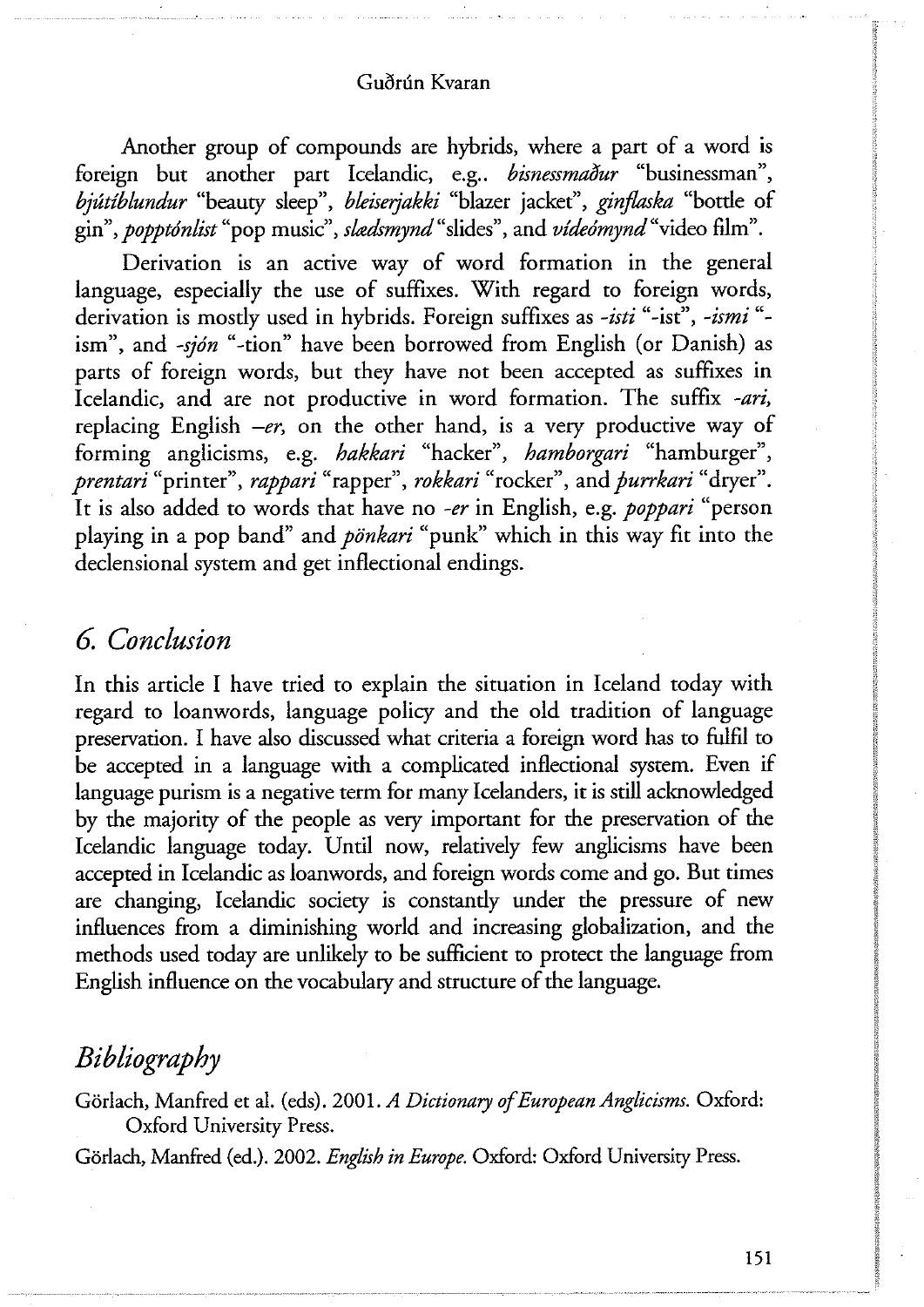Another group of compounds are hybrids, where a part of a word is foreign but another part Icelandic, e.g.. *bisnessmaður* "businessman", *bjútíblundur* "beauty sleep", *bleiserjakki* "blazer jacket", *ginflaska* "bottle of gin", *popptónlist* "pop music", *slædsmynd* "slides", and *vídeómynd* "video film".

Derivation is an active way of word formation in the general language, especially the use of suffixes. With regard to foreign words, derivation is mostly used in hybrids. Foreign suffixes as *-isti* "-ist", *-ismi* "-ism", and *-sjón* "-tion" have been borrowed from English (or Danish) as parts of foreign words, but they have not been accepted as suffixes in Icelandic, and are not productive in word formation. The suffix *-ari*, replacing English *–er*, on the other hand, is a very productive way of forming anglicisms, e.g. *hakkari* "hacker", *hamborgari* "hamburger", *prentari* "printer", *rappari* "rapper", *rokkari* "rocker", and *þurrkari* "dryer". It is also added to words that have no *-er* in English, e.g. *poppari* "person playing in a pop band" and *pönkari* "punk" which in this way fit into the declensional system and get inflectional endings.

## *6. Conclusion*

In this article I have tried to explain the situation in Iceland today with regard to loanwords, language policy and the old tradition of language preservation. I have also discussed what criteria a foreign word has to fulfil to be accepted in a language with a complicated inflectional system. Even if language purism is a negative term for many Icelanders, it is still acknowledged by the majority of the people as very important for the preservation of the Icelandic language today. Until now, relatively few anglicisms have been accepted in Icelandic as loanwords, and foreign words come and go. But times are changing, Icelandic society is constantly under the pressure of new influences from a diminishing world and increasing globalization, and the methods used today are unlikely to be sufficient to protect the language from English influence on the vocabulary and structure of the language.

## *Bibliography*

Görlach, Manfred et al. (eds). 2001. *A Dictionary of European Anglicisms.* Oxford: Oxford University Press.

Görlach, Manfred (ed.). 2002. *English in Europe.* Oxford: Oxford University Press.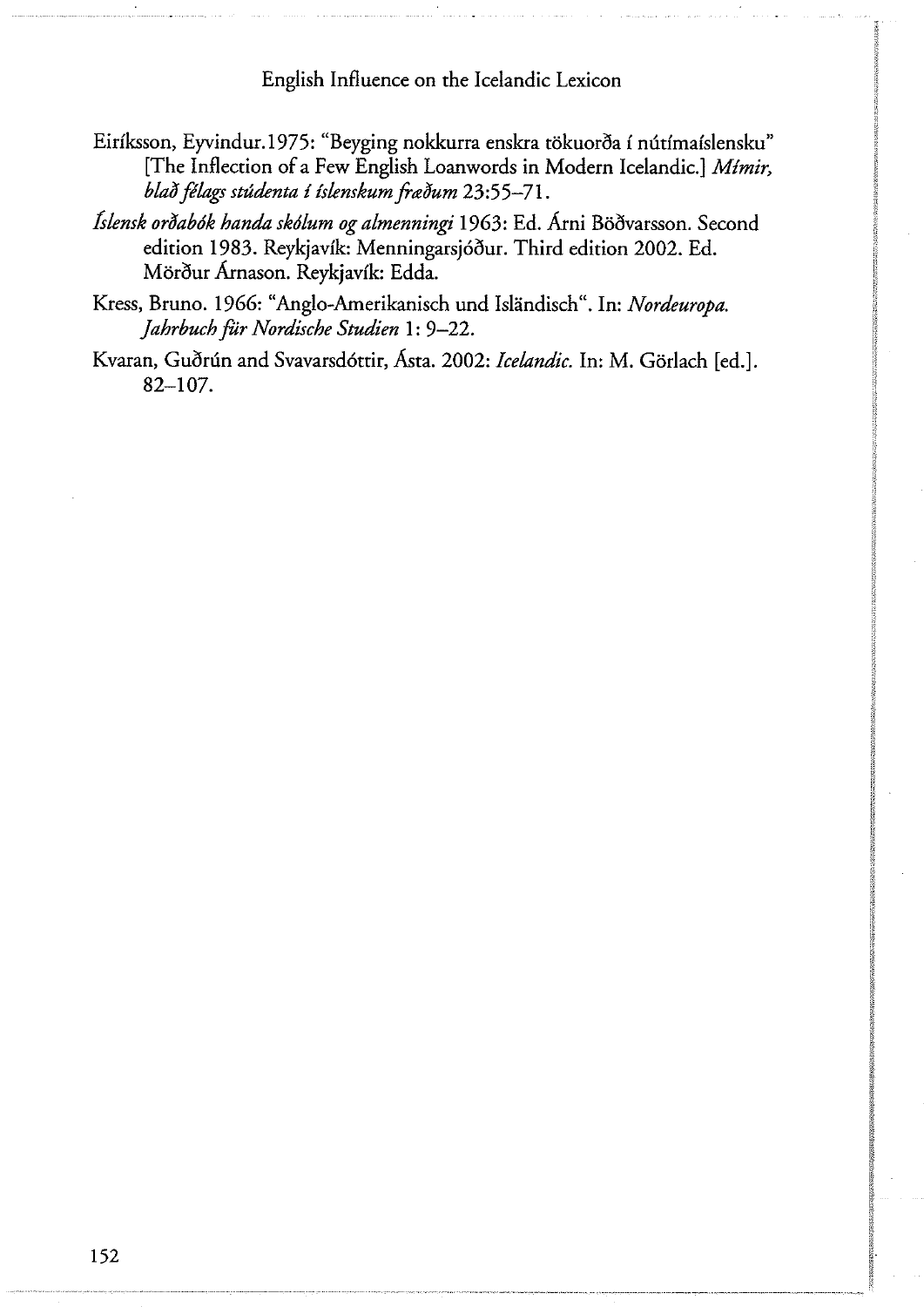Eiríksson, Eyvindur. 1975: "Beyging nokkurra enskra tökuorða í nútímaíslensku" [The Inflection of a Few English Loanwords in Modern Icelandic.] *Mímir, blað félags stúdenta í íslenskum fræðum* 23:55–71.

*Íslensk orðabók handa skólum og almenningi* 1963: Ed. Árni Böðvarsson. Second edition 1983. Reykjavík: Menningarsjóður. Third edition 2002. Ed. Mörður Árnason. Reykjavík: Edda.

Kress, Bruno. 1966: "Anglo-Amerikanisch und Isländisch". In: *Nordeuropa. Jahrbuch für Nordische Studien* 1: 9–22.

Kvaran, Guðrún and Svavarsdóttir, Ásta. 2002: *Icelandic.* In: M. Görlach [ed.]. 82–107.